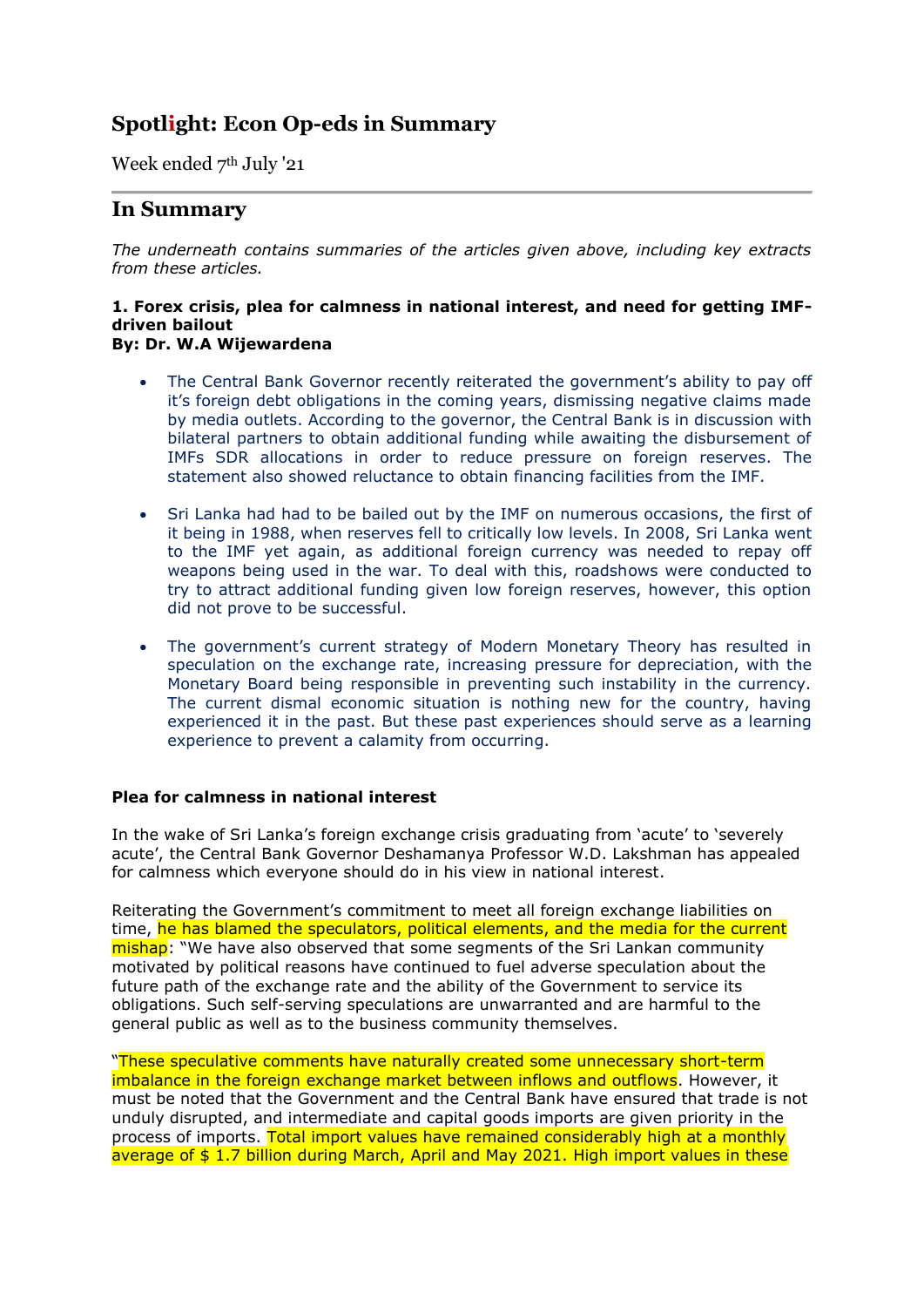# Spotlight: Econ Op-eds in Summary

Week ended 7th July '21

## In Summary

*The underneath contains summaries of the articles given above, including key extracts from these articles.*

**1. Forex crisis, plea for calmness in national interest, and need for getting IMF-driven bailout**
**By: Dr. W.A Wijewardena**

- The Central Bank Governor recently reiterated the government's ability to pay off it's foreign debt obligations in the coming years, dismissing negative claims made by media outlets. According to the governor, the Central Bank is in discussion with bilateral partners to obtain additional funding while awaiting the disbursement of IMFs SDR allocations in order to reduce pressure on foreign reserves. The statement also showed reluctance to obtain financing facilities from the IMF.
- Sri Lanka had had to be bailed out by the IMF on numerous occasions, the first of it being in 1988, when reserves fell to critically low levels. In 2008, Sri Lanka went to the IMF yet again, as additional foreign currency was needed to repay off weapons being used in the war. To deal with this, roadshows were conducted to try to attract additional funding given low foreign reserves, however, this option did not prove to be successful.
- The government's current strategy of Modern Monetary Theory has resulted in speculation on the exchange rate, increasing pressure for depreciation, with the Monetary Board being responsible in preventing such instability in the currency. The current dismal economic situation is nothing new for the country, having experienced it in the past. But these past experiences should serve as a learning experience to prevent a calamity from occurring.

**Plea for calmness in national interest**

In the wake of Sri Lanka's foreign exchange crisis graduating from 'acute' to 'severely acute', the Central Bank Governor Deshamanya Professor W.D. Lakshman has appealed for calmness which everyone should do in his view in national interest.

Reiterating the Government's commitment to meet all foreign exchange liabilities on time, he has blamed the speculators, political elements, and the media for the current mishap: "We have also observed that some segments of the Sri Lankan community motivated by political reasons have continued to fuel adverse speculation about the future path of the exchange rate and the ability of the Government to service its obligations. Such self-serving speculations are unwarranted and are harmful to the general public as well as to the business community themselves.

"These speculative comments have naturally created some unnecessary short-term imbalance in the foreign exchange market between inflows and outflows. However, it must be noted that the Government and the Central Bank have ensured that trade is not unduly disrupted, and intermediate and capital goods imports are given priority in the process of imports. Total import values have remained considerably high at a monthly average of $ 1.7 billion during March, April and May 2021. High import values in these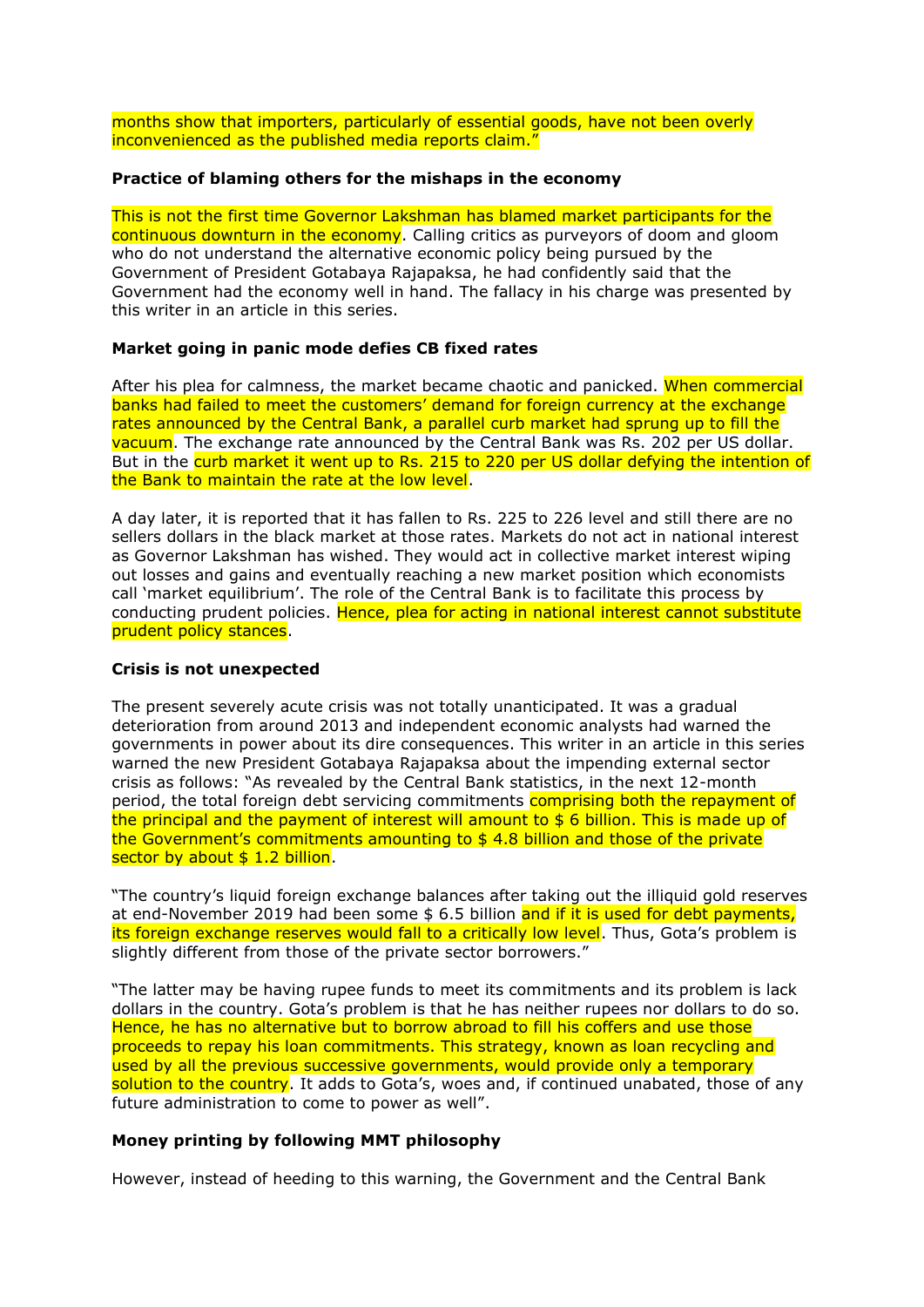months show that importers, particularly of essential goods, have not been overly inconvenienced as the published media reports claim."

**Practice of blaming others for the mishaps in the economy**

This is not the first time Governor Lakshman has blamed market participants for the continuous downturn in the economy. Calling critics as purveyors of doom and gloom who do not understand the alternative economic policy being pursued by the Government of President Gotabaya Rajapaksa, he had confidently said that the Government had the economy well in hand. The fallacy in his charge was presented by this writer in an article in this series.

**Market going in panic mode defies CB fixed rates**

After his plea for calmness, the market became chaotic and panicked. When commercial banks had failed to meet the customers' demand for foreign currency at the exchange rates announced by the Central Bank, a parallel curb market had sprung up to fill the vacuum. The exchange rate announced by the Central Bank was Rs. 202 per US dollar. But in the curb market it went up to Rs. 215 to 220 per US dollar defying the intention of the Bank to maintain the rate at the low level.

A day later, it is reported that it has fallen to Rs. 225 to 226 level and still there are no sellers dollars in the black market at those rates. Markets do not act in national interest as Governor Lakshman has wished. They would act in collective market interest wiping out losses and gains and eventually reaching a new market position which economists call 'market equilibrium'. The role of the Central Bank is to facilitate this process by conducting prudent policies. Hence, plea for acting in national interest cannot substitute prudent policy stances.

**Crisis is not unexpected**

The present severely acute crisis was not totally unanticipated. It was a gradual deterioration from around 2013 and independent economic analysts had warned the governments in power about its dire consequences. This writer in an article in this series warned the new President Gotabaya Rajapaksa about the impending external sector crisis as follows: "As revealed by the Central Bank statistics, in the next 12-month period, the total foreign debt servicing commitments comprising both the repayment of the principal and the payment of interest will amount to $ 6 billion. This is made up of the Government's commitments amounting to $ 4.8 billion and those of the private sector by about $ 1.2 billion.

"The country's liquid foreign exchange balances after taking out the illiquid gold reserves at end-November 2019 had been some $ 6.5 billion and if it is used for debt payments, its foreign exchange reserves would fall to a critically low level. Thus, Gota's problem is slightly different from those of the private sector borrowers."

"The latter may be having rupee funds to meet its commitments and its problem is lack dollars in the country. Gota's problem is that he has neither rupees nor dollars to do so. Hence, he has no alternative but to borrow abroad to fill his coffers and use those proceeds to repay his loan commitments. This strategy, known as loan recycling and used by all the previous successive governments, would provide only a temporary solution to the country. It adds to Gota's, woes and, if continued unabated, those of any future administration to come to power as well".

**Money printing by following MMT philosophy**

However, instead of heeding to this warning, the Government and the Central Bank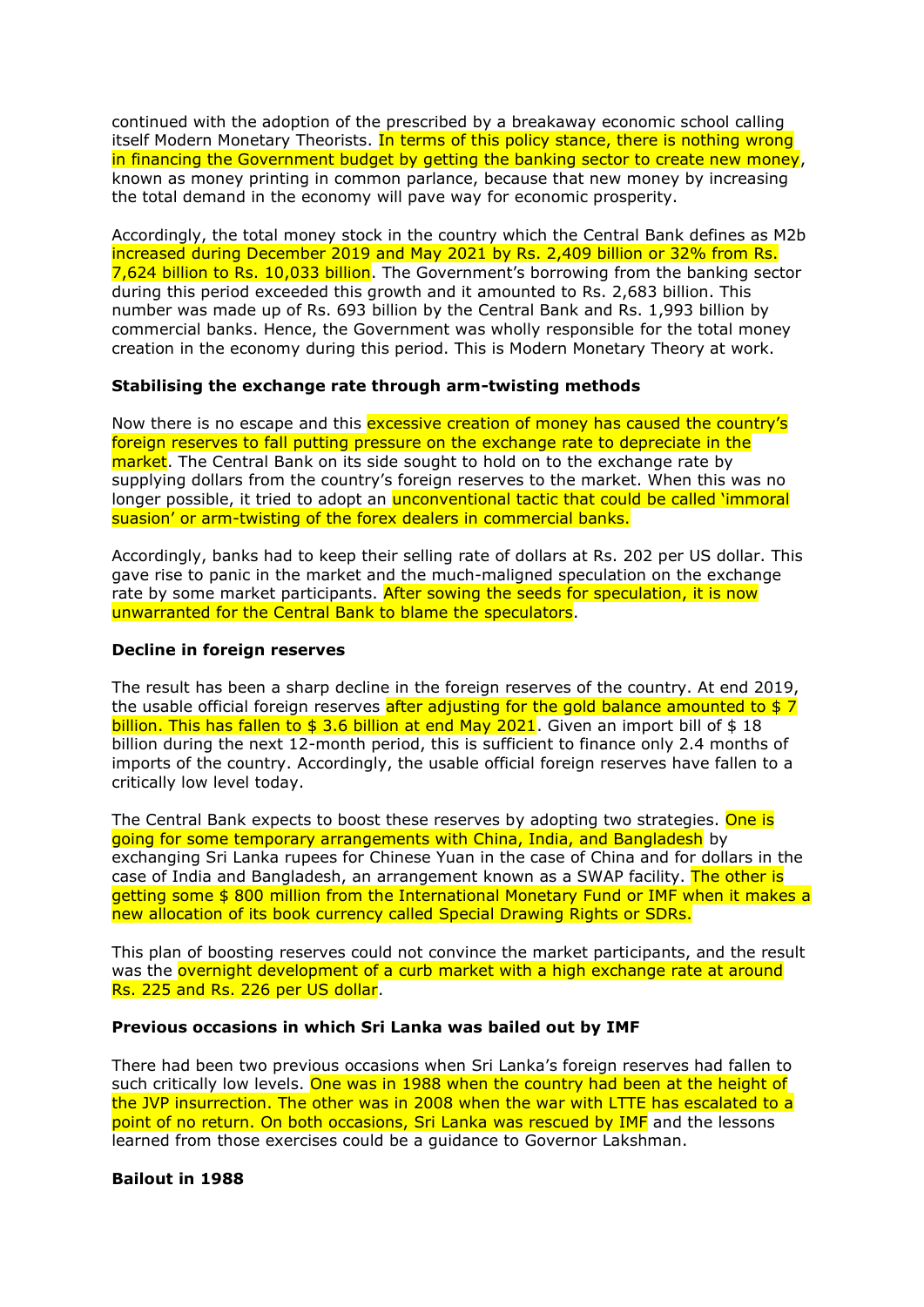continued with the adoption of the prescribed by a breakaway economic school calling itself Modern Monetary Theorists. In terms of this policy stance, there is nothing wrong in financing the Government budget by getting the banking sector to create new money, known as money printing in common parlance, because that new money by increasing the total demand in the economy will pave way for economic prosperity.

Accordingly, the total money stock in the country which the Central Bank defines as M2b increased during December 2019 and May 2021 by Rs. 2,409 billion or 32% from Rs. 7,624 billion to Rs. 10,033 billion. The Government's borrowing from the banking sector during this period exceeded this growth and it amounted to Rs. 2,683 billion. This number was made up of Rs. 693 billion by the Central Bank and Rs. 1,993 billion by commercial banks. Hence, the Government was wholly responsible for the total money creation in the economy during this period. This is Modern Monetary Theory at work.

**Stabilising the exchange rate through arm-twisting methods**

Now there is no escape and this excessive creation of money has caused the country's foreign reserves to fall putting pressure on the exchange rate to depreciate in the market. The Central Bank on its side sought to hold on to the exchange rate by supplying dollars from the country's foreign reserves to the market. When this was no longer possible, it tried to adopt an unconventional tactic that could be called 'immoral suasion' or arm-twisting of the forex dealers in commercial banks.

Accordingly, banks had to keep their selling rate of dollars at Rs. 202 per US dollar. This gave rise to panic in the market and the much-maligned speculation on the exchange rate by some market participants. After sowing the seeds for speculation, it is now unwarranted for the Central Bank to blame the speculators.

**Decline in foreign reserves**

The result has been a sharp decline in the foreign reserves of the country. At end 2019, the usable official foreign reserves after adjusting for the gold balance amounted to $ 7 billion. This has fallen to $ 3.6 billion at end May 2021. Given an import bill of $ 18 billion during the next 12-month period, this is sufficient to finance only 2.4 months of imports of the country. Accordingly, the usable official foreign reserves have fallen to a critically low level today.

The Central Bank expects to boost these reserves by adopting two strategies. One is going for some temporary arrangements with China, India, and Bangladesh by exchanging Sri Lanka rupees for Chinese Yuan in the case of China and for dollars in the case of India and Bangladesh, an arrangement known as a SWAP facility. The other is getting some $ 800 million from the International Monetary Fund or IMF when it makes a new allocation of its book currency called Special Drawing Rights or SDRs.

This plan of boosting reserves could not convince the market participants, and the result was the overnight development of a curb market with a high exchange rate at around Rs. 225 and Rs. 226 per US dollar.

**Previous occasions in which Sri Lanka was bailed out by IMF**

There had been two previous occasions when Sri Lanka's foreign reserves had fallen to such critically low levels. One was in 1988 when the country had been at the height of the JVP insurrection. The other was in 2008 when the war with LTTE has escalated to a point of no return. On both occasions, Sri Lanka was rescued by IMF and the lessons learned from those exercises could be a guidance to Governor Lakshman.

**Bailout in 1988**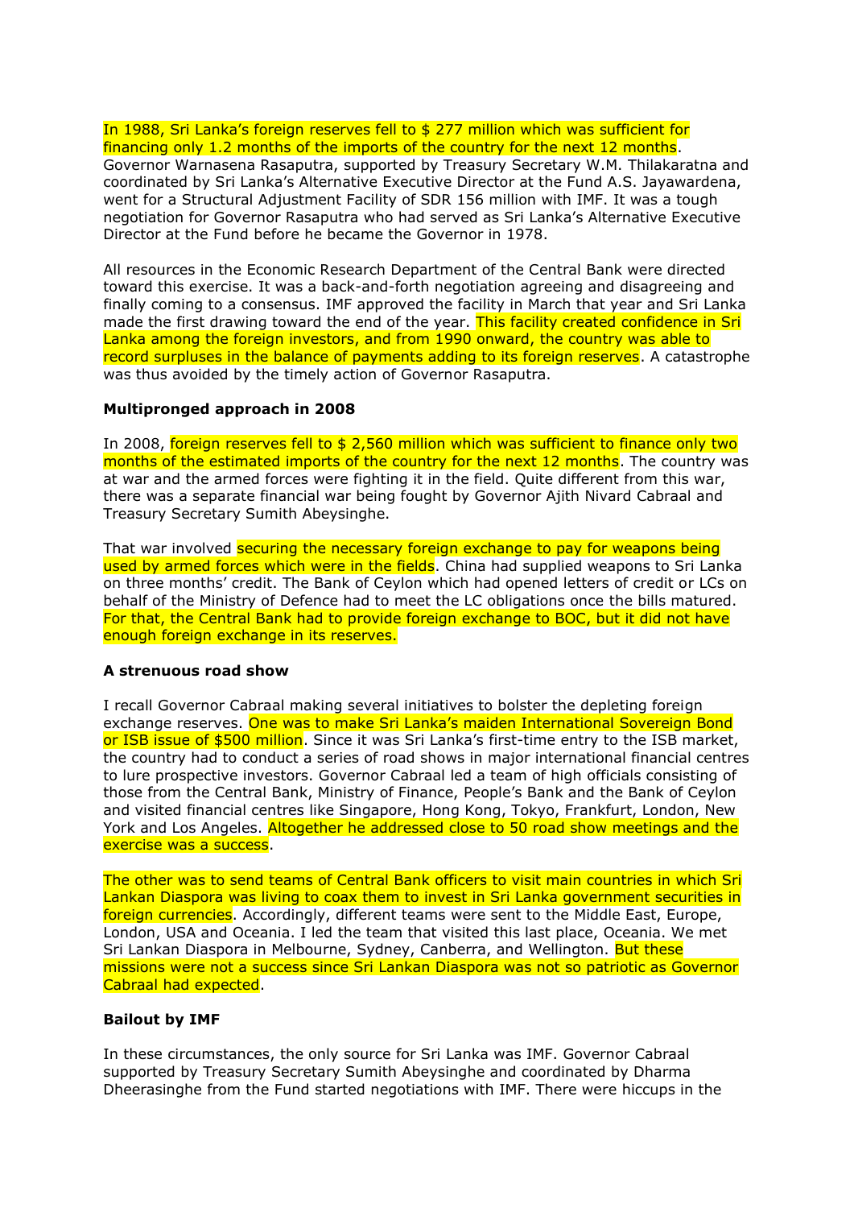In 1988, Sri Lanka's foreign reserves fell to $ 277 million which was sufficient for financing only 1.2 months of the imports of the country for the next 12 months. Governor Warnasena Rasaputra, supported by Treasury Secretary W.M. Thilakaratna and coordinated by Sri Lanka's Alternative Executive Director at the Fund A.S. Jayawardena, went for a Structural Adjustment Facility of SDR 156 million with IMF. It was a tough negotiation for Governor Rasaputra who had served as Sri Lanka's Alternative Executive Director at the Fund before he became the Governor in 1978.

All resources in the Economic Research Department of the Central Bank were directed toward this exercise. It was a back-and-forth negotiation agreeing and disagreeing and finally coming to a consensus. IMF approved the facility in March that year and Sri Lanka made the first drawing toward the end of the year. This facility created confidence in Sri Lanka among the foreign investors, and from 1990 onward, the country was able to record surpluses in the balance of payments adding to its foreign reserves. A catastrophe was thus avoided by the timely action of Governor Rasaputra.

**Multipronged approach in 2008**

In 2008, foreign reserves fell to $ 2,560 million which was sufficient to finance only two months of the estimated imports of the country for the next 12 months. The country was at war and the armed forces were fighting it in the field. Quite different from this war, there was a separate financial war being fought by Governor Ajith Nivard Cabraal and Treasury Secretary Sumith Abeysinghe.

That war involved securing the necessary foreign exchange to pay for weapons being used by armed forces which were in the fields. China had supplied weapons to Sri Lanka on three months' credit. The Bank of Ceylon which had opened letters of credit or LCs on behalf of the Ministry of Defence had to meet the LC obligations once the bills matured. For that, the Central Bank had to provide foreign exchange to BOC, but it did not have enough foreign exchange in its reserves.

**A strenuous road show**

I recall Governor Cabraal making several initiatives to bolster the depleting foreign exchange reserves. One was to make Sri Lanka's maiden International Sovereign Bond or ISB issue of $500 million. Since it was Sri Lanka's first-time entry to the ISB market, the country had to conduct a series of road shows in major international financial centres to lure prospective investors. Governor Cabraal led a team of high officials consisting of those from the Central Bank, Ministry of Finance, People's Bank and the Bank of Ceylon and visited financial centres like Singapore, Hong Kong, Tokyo, Frankfurt, London, New York and Los Angeles. Altogether he addressed close to 50 road show meetings and the exercise was a success.

The other was to send teams of Central Bank officers to visit main countries in which Sri Lankan Diaspora was living to coax them to invest in Sri Lanka government securities in foreign currencies. Accordingly, different teams were sent to the Middle East, Europe, London, USA and Oceania. I led the team that visited this last place, Oceania. We met Sri Lankan Diaspora in Melbourne, Sydney, Canberra, and Wellington. But these missions were not a success since Sri Lankan Diaspora was not so patriotic as Governor Cabraal had expected.

**Bailout by IMF**

In these circumstances, the only source for Sri Lanka was IMF. Governor Cabraal supported by Treasury Secretary Sumith Abeysinghe and coordinated by Dharma Dheerasinghe from the Fund started negotiations with IMF. There were hiccups in the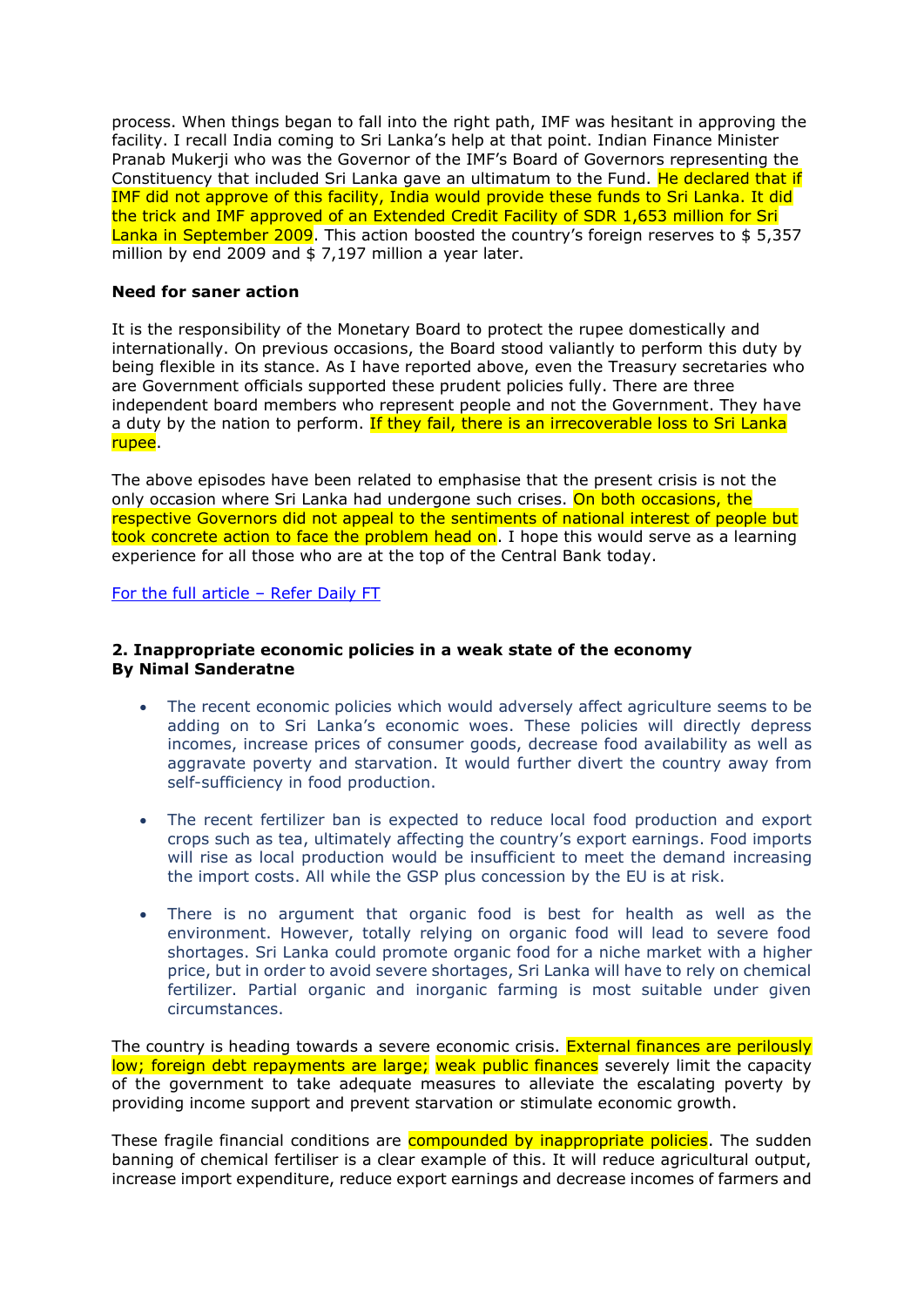process. When things began to fall into the right path, IMF was hesitant in approving the facility. I recall India coming to Sri Lanka's help at that point. Indian Finance Minister Pranab Mukerji who was the Governor of the IMF's Board of Governors representing the Constituency that included Sri Lanka gave an ultimatum to the Fund. He declared that if IMF did not approve of this facility, India would provide these funds to Sri Lanka. It did the trick and IMF approved of an Extended Credit Facility of SDR 1,653 million for Sri Lanka in September 2009. This action boosted the country's foreign reserves to $ 5,357 million by end 2009 and $ 7,197 million a year later.

**Need for saner action**

It is the responsibility of the Monetary Board to protect the rupee domestically and internationally. On previous occasions, the Board stood valiantly to perform this duty by being flexible in its stance. As I have reported above, even the Treasury secretaries who are Government officials supported these prudent policies fully. There are three independent board members who represent people and not the Government. They have a duty by the nation to perform. If they fail, there is an irrecoverable loss to Sri Lanka rupee.

The above episodes have been related to emphasise that the present crisis is not the only occasion where Sri Lanka had undergone such crises. On both occasions, the respective Governors did not appeal to the sentiments of national interest of people but took concrete action to face the problem head on. I hope this would serve as a learning experience for all those who are at the top of the Central Bank today.

For the full article – Refer Daily FT

**2. Inappropriate economic policies in a weak state of the economy**
**By Nimal Sanderatne**

- The recent economic policies which would adversely affect agriculture seems to be adding on to Sri Lanka's economic woes. These policies will directly depress incomes, increase prices of consumer goods, decrease food availability as well as aggravate poverty and starvation. It would further divert the country away from self-sufficiency in food production.

- The recent fertilizer ban is expected to reduce local food production and export crops such as tea, ultimately affecting the country's export earnings. Food imports will rise as local production would be insufficient to meet the demand increasing the import costs. All while the GSP plus concession by the EU is at risk.

- There is no argument that organic food is best for health as well as the environment. However, totally relying on organic food will lead to severe food shortages. Sri Lanka could promote organic food for a niche market with a higher price, but in order to avoid severe shortages, Sri Lanka will have to rely on chemical fertilizer. Partial organic and inorganic farming is most suitable under given circumstances.

The country is heading towards a severe economic crisis. External finances are perilously low; foreign debt repayments are large; weak public finances severely limit the capacity of the government to take adequate measures to alleviate the escalating poverty by providing income support and prevent starvation or stimulate economic growth.

These fragile financial conditions are compounded by inappropriate policies. The sudden banning of chemical fertiliser is a clear example of this. It will reduce agricultural output, increase import expenditure, reduce export earnings and decrease incomes of farmers and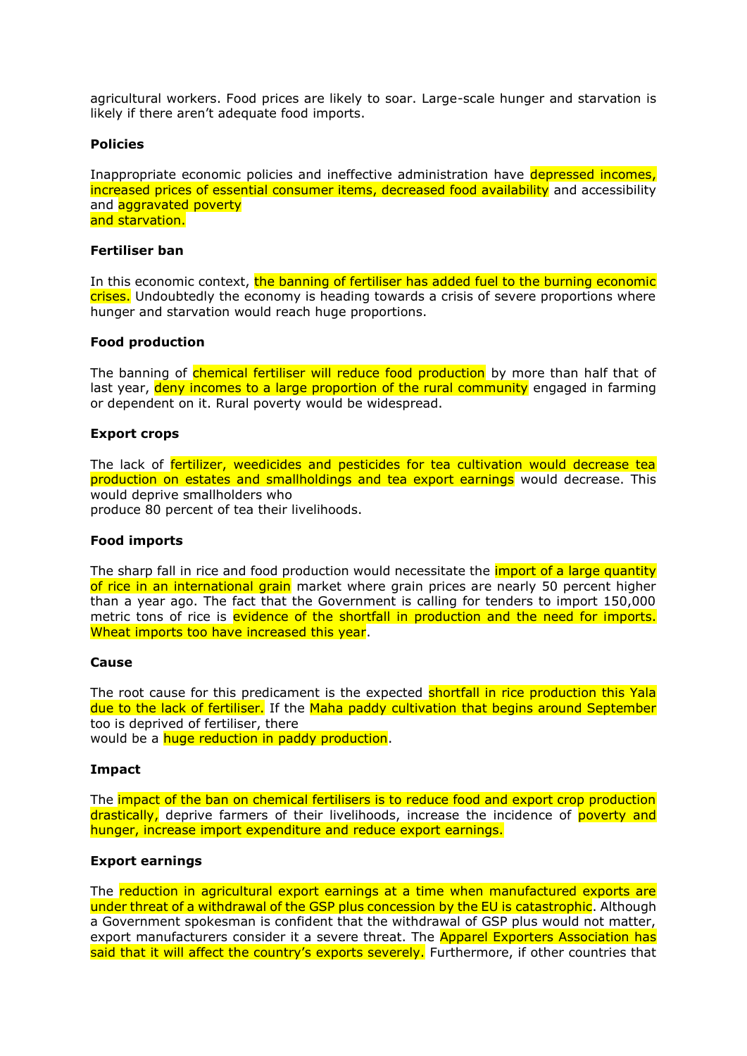agricultural workers. Food prices are likely to soar. Large-scale hunger and starvation is likely if there aren't adequate food imports.

**Policies**

Inappropriate economic policies and ineffective administration have depressed incomes, increased prices of essential consumer items, decreased food availability and accessibility and aggravated poverty and starvation.

**Fertiliser ban**

In this economic context, the banning of fertiliser has added fuel to the burning economic crises. Undoubtedly the economy is heading towards a crisis of severe proportions where hunger and starvation would reach huge proportions.

**Food production**

The banning of chemical fertiliser will reduce food production by more than half that of last year, deny incomes to a large proportion of the rural community engaged in farming or dependent on it. Rural poverty would be widespread.

**Export crops**

The lack of fertilizer, weedicides and pesticides for tea cultivation would decrease tea production on estates and smallholdings and tea export earnings would decrease. This would deprive smallholders who produce 80 percent of tea their livelihoods.

**Food imports**

The sharp fall in rice and food production would necessitate the import of a large quantity of rice in an international grain market where grain prices are nearly 50 percent higher than a year ago. The fact that the Government is calling for tenders to import 150,000 metric tons of rice is evidence of the shortfall in production and the need for imports. Wheat imports too have increased this year.

**Cause**

The root cause for this predicament is the expected shortfall in rice production this Yala due to the lack of fertiliser. If the Maha paddy cultivation that begins around September too is deprived of fertiliser, there would be a huge reduction in paddy production.

**Impact**

The impact of the ban on chemical fertilisers is to reduce food and export crop production drastically, deprive farmers of their livelihoods, increase the incidence of poverty and hunger, increase import expenditure and reduce export earnings.

**Export earnings**

The reduction in agricultural export earnings at a time when manufactured exports are under threat of a withdrawal of the GSP plus concession by the EU is catastrophic. Although a Government spokesman is confident that the withdrawal of GSP plus would not matter, export manufacturers consider it a severe threat. The Apparel Exporters Association has said that it will affect the country's exports severely. Furthermore, if other countries that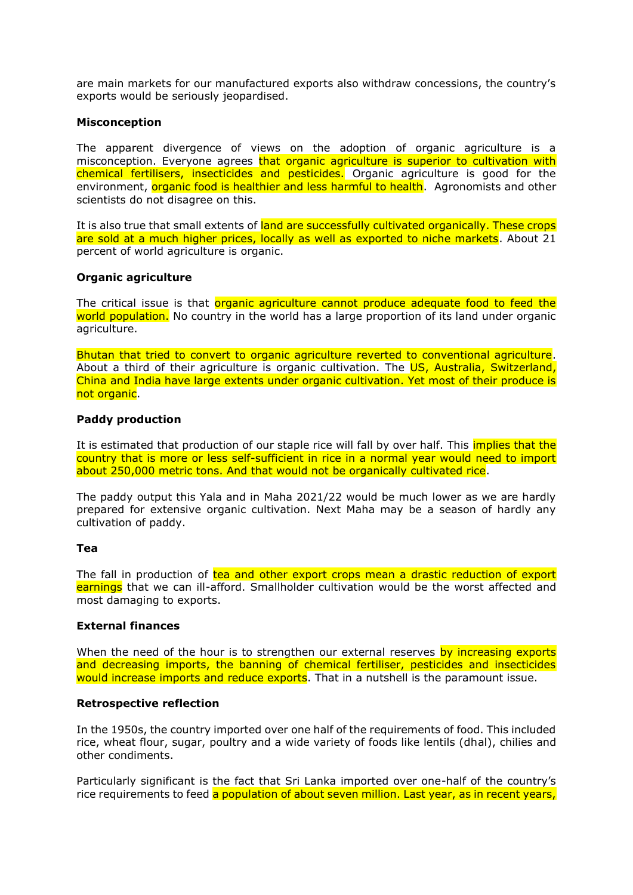are main markets for our manufactured exports also withdraw concessions, the country's exports would be seriously jeopardised.

**Misconception**

The apparent divergence of views on the adoption of organic agriculture is a misconception. Everyone agrees that organic agriculture is superior to cultivation with chemical fertilisers, insecticides and pesticides. Organic agriculture is good for the environment, organic food is healthier and less harmful to health. Agronomists and other scientists do not disagree on this.

It is also true that small extents of land are successfully cultivated organically. These crops are sold at a much higher prices, locally as well as exported to niche markets. About 21 percent of world agriculture is organic.

**Organic agriculture**

The critical issue is that organic agriculture cannot produce adequate food to feed the world population. No country in the world has a large proportion of its land under organic agriculture.

Bhutan that tried to convert to organic agriculture reverted to conventional agriculture. About a third of their agriculture is organic cultivation. The US, Australia, Switzerland, China and India have large extents under organic cultivation. Yet most of their produce is not organic.

**Paddy production**

It is estimated that production of our staple rice will fall by over half. This implies that the country that is more or less self-sufficient in rice in a normal year would need to import about 250,000 metric tons. And that would not be organically cultivated rice.

The paddy output this Yala and in Maha 2021/22 would be much lower as we are hardly prepared for extensive organic cultivation. Next Maha may be a season of hardly any cultivation of paddy.

**Tea**

The fall in production of tea and other export crops mean a drastic reduction of export earnings that we can ill-afford. Smallholder cultivation would be the worst affected and most damaging to exports.

**External finances**

When the need of the hour is to strengthen our external reserves by increasing exports and decreasing imports, the banning of chemical fertiliser, pesticides and insecticides would increase imports and reduce exports. That in a nutshell is the paramount issue.

**Retrospective reflection**

In the 1950s, the country imported over one half of the requirements of food. This included rice, wheat flour, sugar, poultry and a wide variety of foods like lentils (dhal), chilies and other condiments.

Particularly significant is the fact that Sri Lanka imported over one-half of the country's rice requirements to feed a population of about seven million. Last year, as in recent years,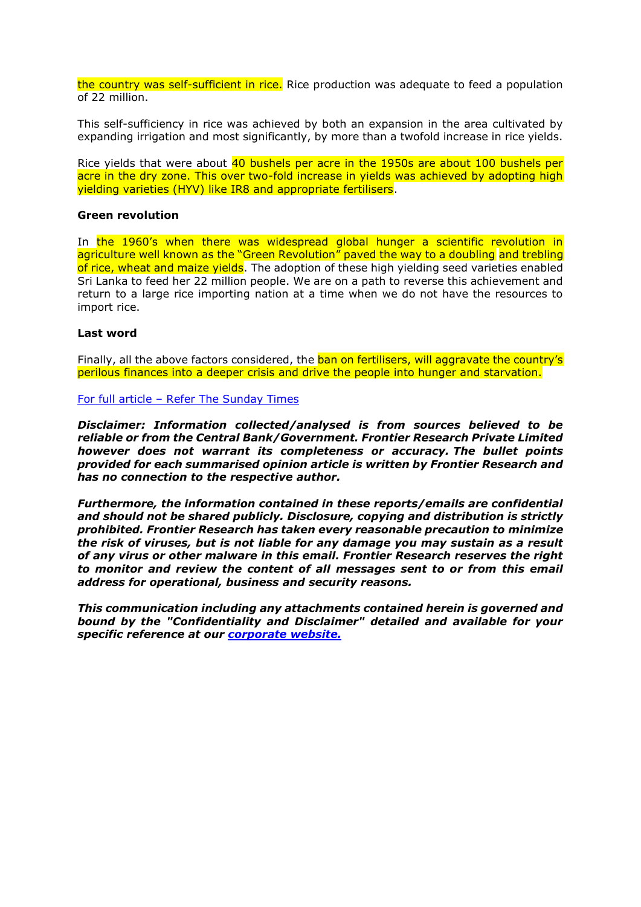the country was self-sufficient in rice. Rice production was adequate to feed a population of 22 million.

This self-sufficiency in rice was achieved by both an expansion in the area cultivated by expanding irrigation and most significantly, by more than a twofold increase in rice yields.

Rice yields that were about 40 bushels per acre in the 1950s are about 100 bushels per acre in the dry zone. This over two-fold increase in yields was achieved by adopting high yielding varieties (HYV) like IR8 and appropriate fertilisers.

**Green revolution**

In the 1960's when there was widespread global hunger a scientific revolution in agriculture well known as the "Green Revolution" paved the way to a doubling and trebling of rice, wheat and maize yields. The adoption of these high yielding seed varieties enabled Sri Lanka to feed her 22 million people. We are on a path to reverse this achievement and return to a large rice importing nation at a time when we do not have the resources to import rice.

**Last word**

Finally, all the above factors considered, the ban on fertilisers, will aggravate the country's perilous finances into a deeper crisis and drive the people into hunger and starvation.

For full article – Refer The Sunday Times

***Disclaimer: Information collected/analysed is from sources believed to be reliable or from the Central Bank/Government. Frontier Research Private Limited however does not warrant its completeness or accuracy. The bullet points provided for each summarised opinion article is written by Frontier Research and has no connection to the respective author.***

***Furthermore, the information contained in these reports/emails are confidential and should not be shared publicly. Disclosure, copying and distribution is strictly prohibited. Frontier Research has taken every reasonable precaution to minimize the risk of viruses, but is not liable for any damage you may sustain as a result of any virus or other malware in this email. Frontier Research reserves the right to monitor and review the content of all messages sent to or from this email address for operational, business and security reasons.***

***This communication including any attachments contained herein is governed and bound by the "Confidentiality and Disclaimer" detailed and available for your specific reference at our corporate website.***